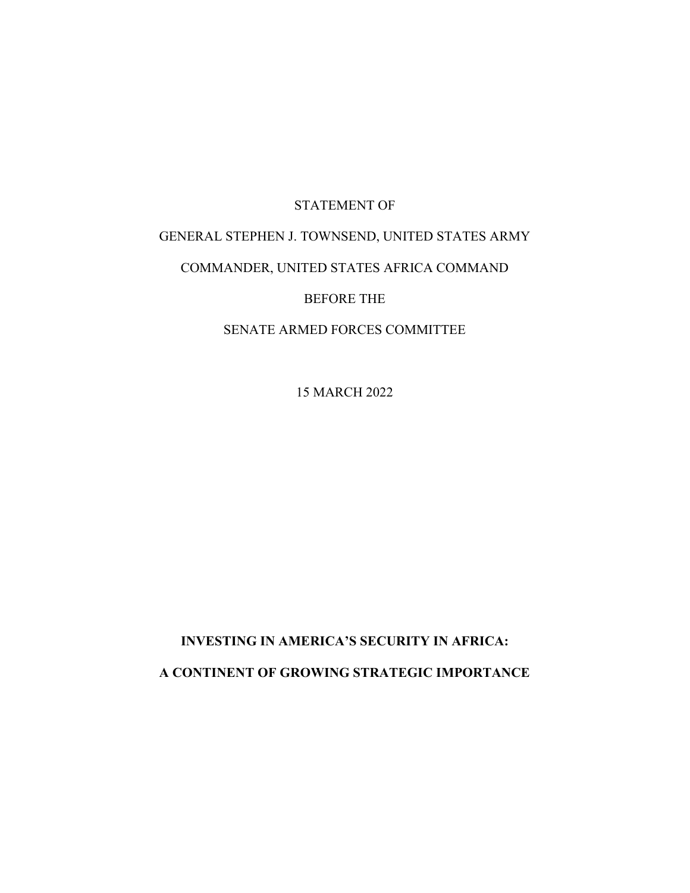STATEMENT OF

GENERAL STEPHEN J. TOWNSEND, UNITED STATES ARMY

COMMANDER, UNITED STATES AFRICA COMMAND

BEFORE THE

SENATE ARMED FORCES COMMITTEE

15 MARCH 2022

**INVESTING IN AMERICA'S SECURITY IN AFRICA:**

**A CONTINENT OF GROWING STRATEGIC IMPORTANCE**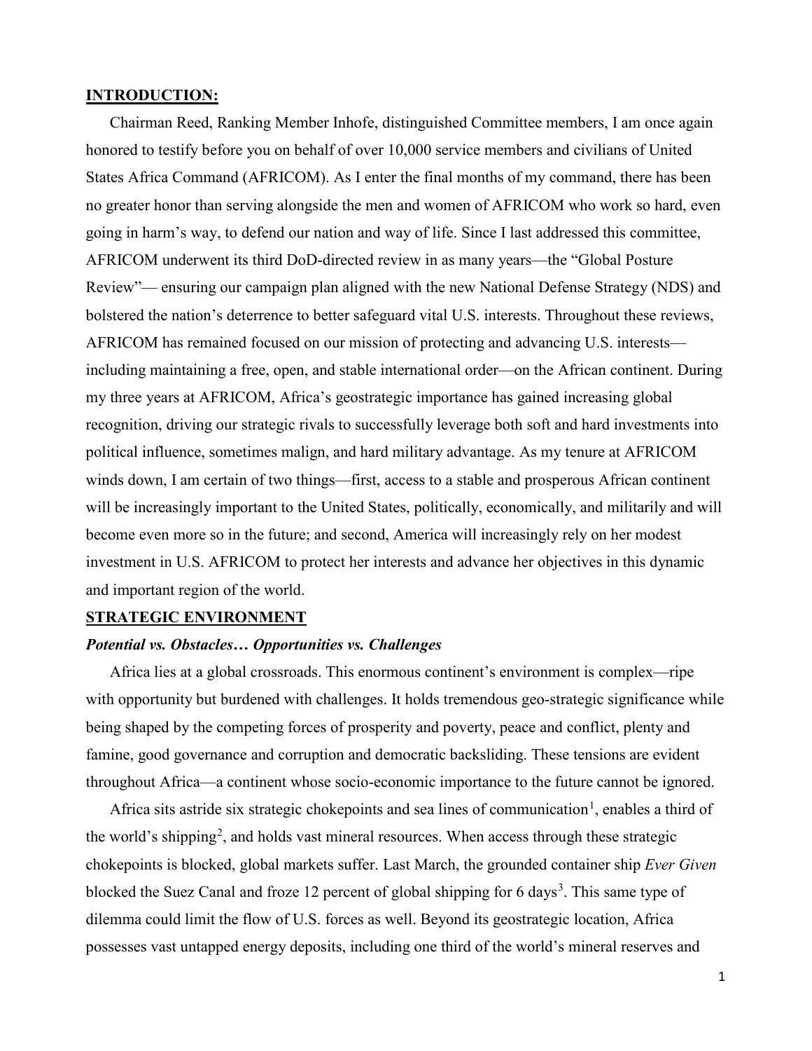## INTRODUCTION:

Chairman Reed, Ranking Member Inhofe, distinguished Committee members, I am once again honored to testify before you on behalf of over 10,000 service members and civilians of United States Africa Command (AFRICOM). As I enter the final months of my command, there has been no greater honor than serving alongside the men and women of AFRICOM who work so hard, even going in harm's way, to defend our nation and way of life. Since I last addressed this committee, AFRICOM underwent its third DoD-directed review in as many years—the "Global Posture Review"— ensuring our campaign plan aligned with the new National Defense Strategy (NDS) and bolstered the nation's deterrence to better safeguard vital U.S. interests. Throughout these reviews, AFRICOM has remained focused on our mission of protecting and advancing U.S. interests—including maintaining a free, open, and stable international order—on the African continent. During my three years at AFRICOM, Africa's geostrategic importance has gained increasing global recognition, driving our strategic rivals to successfully leverage both soft and hard investments into political influence, sometimes malign, and hard military advantage. As my tenure at AFRICOM winds down, I am certain of two things—first, access to a stable and prosperous African continent will be increasingly important to the United States, politically, economically, and militarily and will become even more so in the future; and second, America will increasingly rely on her modest investment in U.S. AFRICOM to protect her interests and advance her objectives in this dynamic and important region of the world.

## STRATEGIC ENVIRONMENT

### *Potential vs. Obstacles… Opportunities vs. Challenges*

Africa lies at a global crossroads. This enormous continent's environment is complex—ripe with opportunity but burdened with challenges. It holds tremendous geo-strategic significance while being shaped by the competing forces of prosperity and poverty, peace and conflict, plenty and famine, good governance and corruption and democratic backsliding. These tensions are evident throughout Africa—a continent whose socio-economic importance to the future cannot be ignored.

Africa sits astride six strategic chokepoints and sea lines of communication[1], enables a third of the world's shipping[2], and holds vast mineral resources. When access through these strategic chokepoints is blocked, global markets suffer. Last March, the grounded container ship *Ever Given* blocked the Suez Canal and froze 12 percent of global shipping for 6 days[3]. This same type of dilemma could limit the flow of U.S. forces as well. Beyond its geostrategic location, Africa possesses vast untapped energy deposits, including one third of the world's mineral reserves and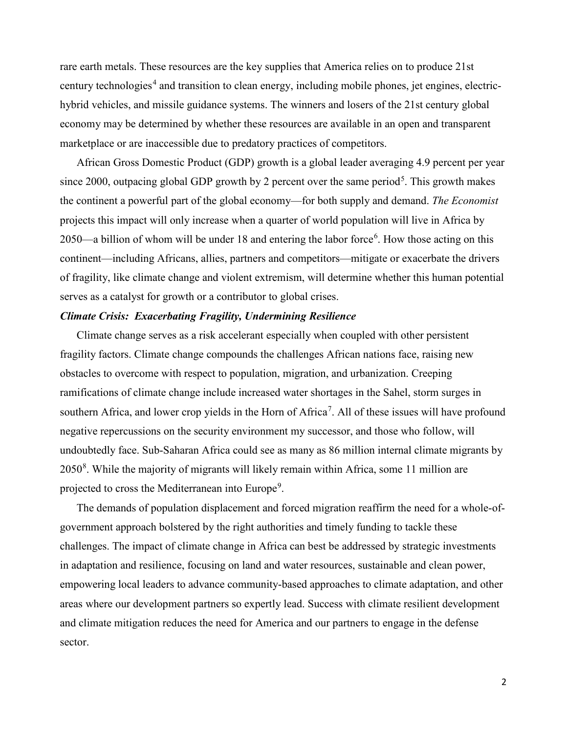rare earth metals. These resources are the key supplies that America relies on to produce 21st century technologies[4] and transition to clean energy, including mobile phones, jet engines, electric-hybrid vehicles, and missile guidance systems. The winners and losers of the 21st century global economy may be determined by whether these resources are available in an open and transparent marketplace or are inaccessible due to predatory practices of competitors.

African Gross Domestic Product (GDP) growth is a global leader averaging 4.9 percent per year since 2000, outpacing global GDP growth by 2 percent over the same period[5]. This growth makes the continent a powerful part of the global economy—for both supply and demand. *The Economist* projects this impact will only increase when a quarter of world population will live in Africa by 2050—a billion of whom will be under 18 and entering the labor force[6]. How those acting on this continent—including Africans, allies, partners and competitors—mitigate or exacerbate the drivers of fragility, like climate change and violent extremism, will determine whether this human potential serves as a catalyst for growth or a contributor to global crises.

***Climate Crisis: Exacerbating Fragility, Undermining Resilience***

Climate change serves as a risk accelerant especially when coupled with other persistent fragility factors. Climate change compounds the challenges African nations face, raising new obstacles to overcome with respect to population, migration, and urbanization. Creeping ramifications of climate change include increased water shortages in the Sahel, storm surges in southern Africa, and lower crop yields in the Horn of Africa[7]. All of these issues will have profound negative repercussions on the security environment my successor, and those who follow, will undoubtedly face. Sub-Saharan Africa could see as many as 86 million internal climate migrants by 2050[8]. While the majority of migrants will likely remain within Africa, some 11 million are projected to cross the Mediterranean into Europe[9].

The demands of population displacement and forced migration reaffirm the need for a whole-of-government approach bolstered by the right authorities and timely funding to tackle these challenges. The impact of climate change in Africa can best be addressed by strategic investments in adaptation and resilience, focusing on land and water resources, sustainable and clean power, empowering local leaders to advance community-based approaches to climate adaptation, and other areas where our development partners so expertly lead. Success with climate resilient development and climate mitigation reduces the need for America and our partners to engage in the defense sector.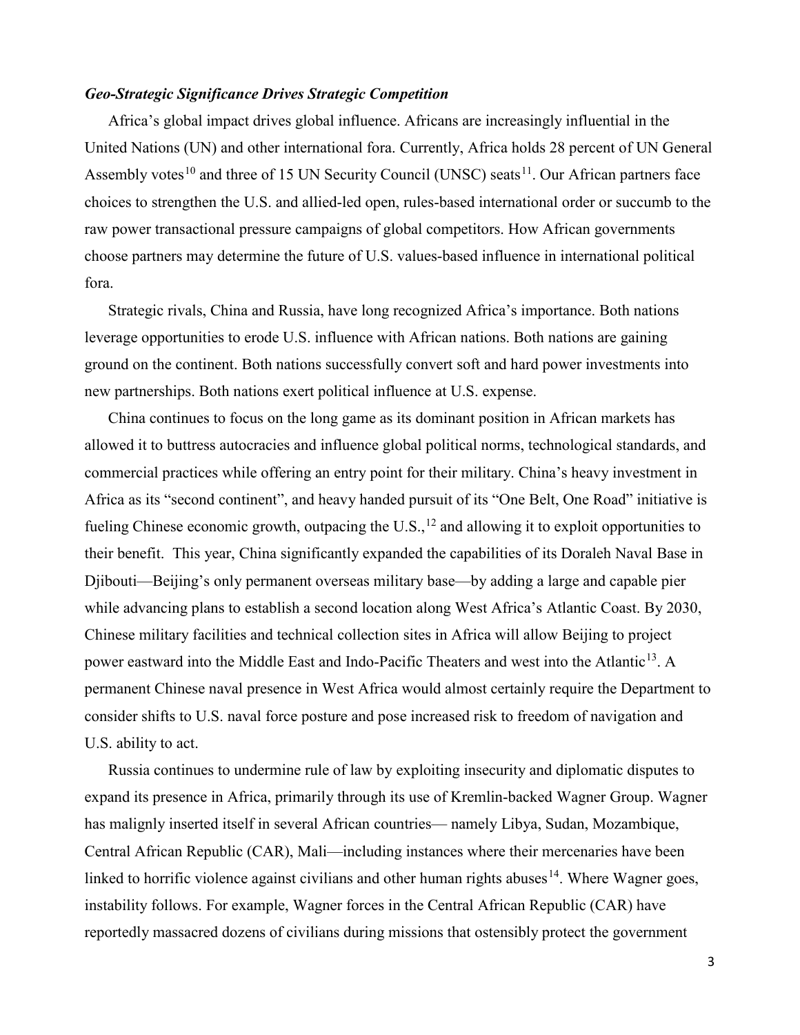***Geo-Strategic Significance Drives Strategic Competition***

Africa's global impact drives global influence. Africans are increasingly influential in the United Nations (UN) and other international fora. Currently, Africa holds 28 percent of UN General Assembly votes[10] and three of 15 UN Security Council (UNSC) seats[11]. Our African partners face choices to strengthen the U.S. and allied-led open, rules-based international order or succumb to the raw power transactional pressure campaigns of global competitors. How African governments choose partners may determine the future of U.S. values-based influence in international political fora.

Strategic rivals, China and Russia, have long recognized Africa's importance. Both nations leverage opportunities to erode U.S. influence with African nations. Both nations are gaining ground on the continent. Both nations successfully convert soft and hard power investments into new partnerships. Both nations exert political influence at U.S. expense.

China continues to focus on the long game as its dominant position in African markets has allowed it to buttress autocracies and influence global political norms, technological standards, and commercial practices while offering an entry point for their military. China's heavy investment in Africa as its "second continent", and heavy handed pursuit of its "One Belt, One Road" initiative is fueling Chinese economic growth, outpacing the U.S.,[12] and allowing it to exploit opportunities to their benefit. This year, China significantly expanded the capabilities of its Doraleh Naval Base in Djibouti—Beijing's only permanent overseas military base—by adding a large and capable pier while advancing plans to establish a second location along West Africa's Atlantic Coast. By 2030, Chinese military facilities and technical collection sites in Africa will allow Beijing to project power eastward into the Middle East and Indo-Pacific Theaters and west into the Atlantic[13]. A permanent Chinese naval presence in West Africa would almost certainly require the Department to consider shifts to U.S. naval force posture and pose increased risk to freedom of navigation and U.S. ability to act.

Russia continues to undermine rule of law by exploiting insecurity and diplomatic disputes to expand its presence in Africa, primarily through its use of Kremlin-backed Wagner Group. Wagner has malignly inserted itself in several African countries— namely Libya, Sudan, Mozambique, Central African Republic (CAR), Mali—including instances where their mercenaries have been linked to horrific violence against civilians and other human rights abuses[14]. Where Wagner goes, instability follows. For example, Wagner forces in the Central African Republic (CAR) have reportedly massacred dozens of civilians during missions that ostensibly protect the government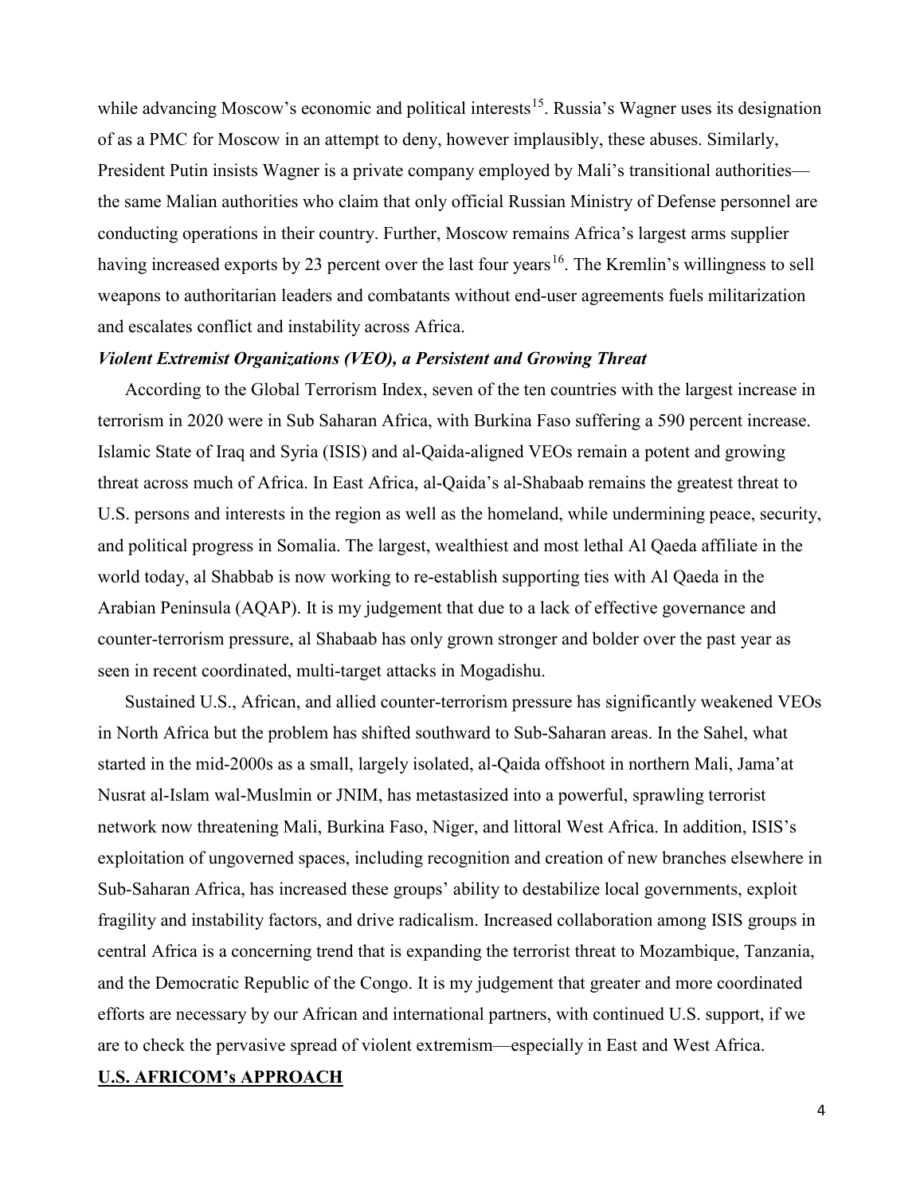while advancing Moscow's economic and political interests[15]. Russia's Wagner uses its designation of as a PMC for Moscow in an attempt to deny, however implausibly, these abuses. Similarly, President Putin insists Wagner is a private company employed by Mali's transitional authorities—the same Malian authorities who claim that only official Russian Ministry of Defense personnel are conducting operations in their country. Further, Moscow remains Africa's largest arms supplier having increased exports by 23 percent over the last four years[16]. The Kremlin's willingness to sell weapons to authoritarian leaders and combatants without end-user agreements fuels militarization and escalates conflict and instability across Africa.

***Violent Extremist Organizations (VEO), a Persistent and Growing Threat***

According to the Global Terrorism Index, seven of the ten countries with the largest increase in terrorism in 2020 were in Sub Saharan Africa, with Burkina Faso suffering a 590 percent increase. Islamic State of Iraq and Syria (ISIS) and al-Qaida-aligned VEOs remain a potent and growing threat across much of Africa. In East Africa, al-Qaida's al-Shabaab remains the greatest threat to U.S. persons and interests in the region as well as the homeland, while undermining peace, security, and political progress in Somalia. The largest, wealthiest and most lethal Al Qaeda affiliate in the world today, al Shabbab is now working to re-establish supporting ties with Al Qaeda in the Arabian Peninsula (AQAP). It is my judgement that due to a lack of effective governance and counter-terrorism pressure, al Shabaab has only grown stronger and bolder over the past year as seen in recent coordinated, multi-target attacks in Mogadishu.

Sustained U.S., African, and allied counter-terrorism pressure has significantly weakened VEOs in North Africa but the problem has shifted southward to Sub-Saharan areas. In the Sahel, what started in the mid-2000s as a small, largely isolated, al-Qaida offshoot in northern Mali, Jama'at Nusrat al-Islam wal-Muslmin or JNIM, has metastasized into a powerful, sprawling terrorist network now threatening Mali, Burkina Faso, Niger, and littoral West Africa. In addition, ISIS's exploitation of ungoverned spaces, including recognition and creation of new branches elsewhere in Sub-Saharan Africa, has increased these groups' ability to destabilize local governments, exploit fragility and instability factors, and drive radicalism. Increased collaboration among ISIS groups in central Africa is a concerning trend that is expanding the terrorist threat to Mozambique, Tanzania, and the Democratic Republic of the Congo. It is my judgement that greater and more coordinated efforts are necessary by our African and international partners, with continued U.S. support, if we are to check the pervasive spread of violent extremism—especially in East and West Africa.

## U.S. AFRICOM's APPROACH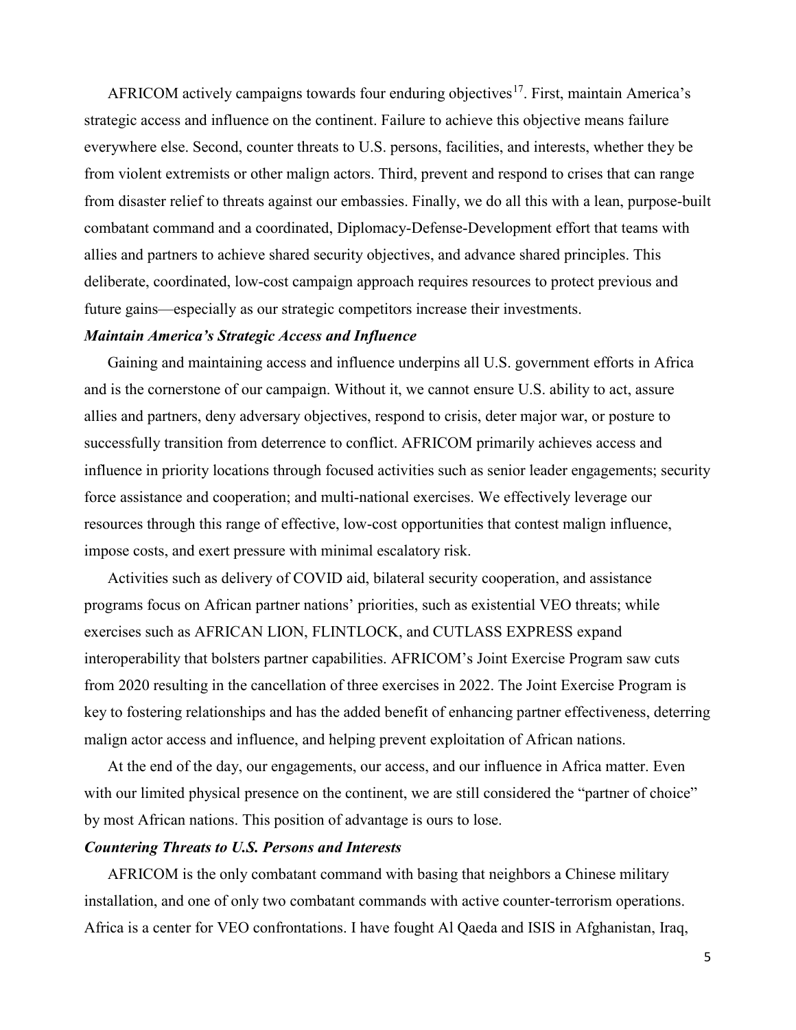AFRICOM actively campaigns towards four enduring objectives[17]. First, maintain America's strategic access and influence on the continent. Failure to achieve this objective means failure everywhere else. Second, counter threats to U.S. persons, facilities, and interests, whether they be from violent extremists or other malign actors. Third, prevent and respond to crises that can range from disaster relief to threats against our embassies. Finally, we do all this with a lean, purpose-built combatant command and a coordinated, Diplomacy-Defense-Development effort that teams with allies and partners to achieve shared security objectives, and advance shared principles. This deliberate, coordinated, low-cost campaign approach requires resources to protect previous and future gains—especially as our strategic competitors increase their investments.

***Maintain America's Strategic Access and Influence***

Gaining and maintaining access and influence underpins all U.S. government efforts in Africa and is the cornerstone of our campaign. Without it, we cannot ensure U.S. ability to act, assure allies and partners, deny adversary objectives, respond to crisis, deter major war, or posture to successfully transition from deterrence to conflict. AFRICOM primarily achieves access and influence in priority locations through focused activities such as senior leader engagements; security force assistance and cooperation; and multi-national exercises. We effectively leverage our resources through this range of effective, low-cost opportunities that contest malign influence, impose costs, and exert pressure with minimal escalatory risk.

Activities such as delivery of COVID aid, bilateral security cooperation, and assistance programs focus on African partner nations' priorities, such as existential VEO threats; while exercises such as AFRICAN LION, FLINTLOCK, and CUTLASS EXPRESS expand interoperability that bolsters partner capabilities. AFRICOM's Joint Exercise Program saw cuts from 2020 resulting in the cancellation of three exercises in 2022. The Joint Exercise Program is key to fostering relationships and has the added benefit of enhancing partner effectiveness, deterring malign actor access and influence, and helping prevent exploitation of African nations.

At the end of the day, our engagements, our access, and our influence in Africa matter. Even with our limited physical presence on the continent, we are still considered the "partner of choice" by most African nations. This position of advantage is ours to lose.

***Countering Threats to U.S. Persons and Interests***

AFRICOM is the only combatant command with basing that neighbors a Chinese military installation, and one of only two combatant commands with active counter-terrorism operations. Africa is a center for VEO confrontations. I have fought Al Qaeda and ISIS in Afghanistan, Iraq,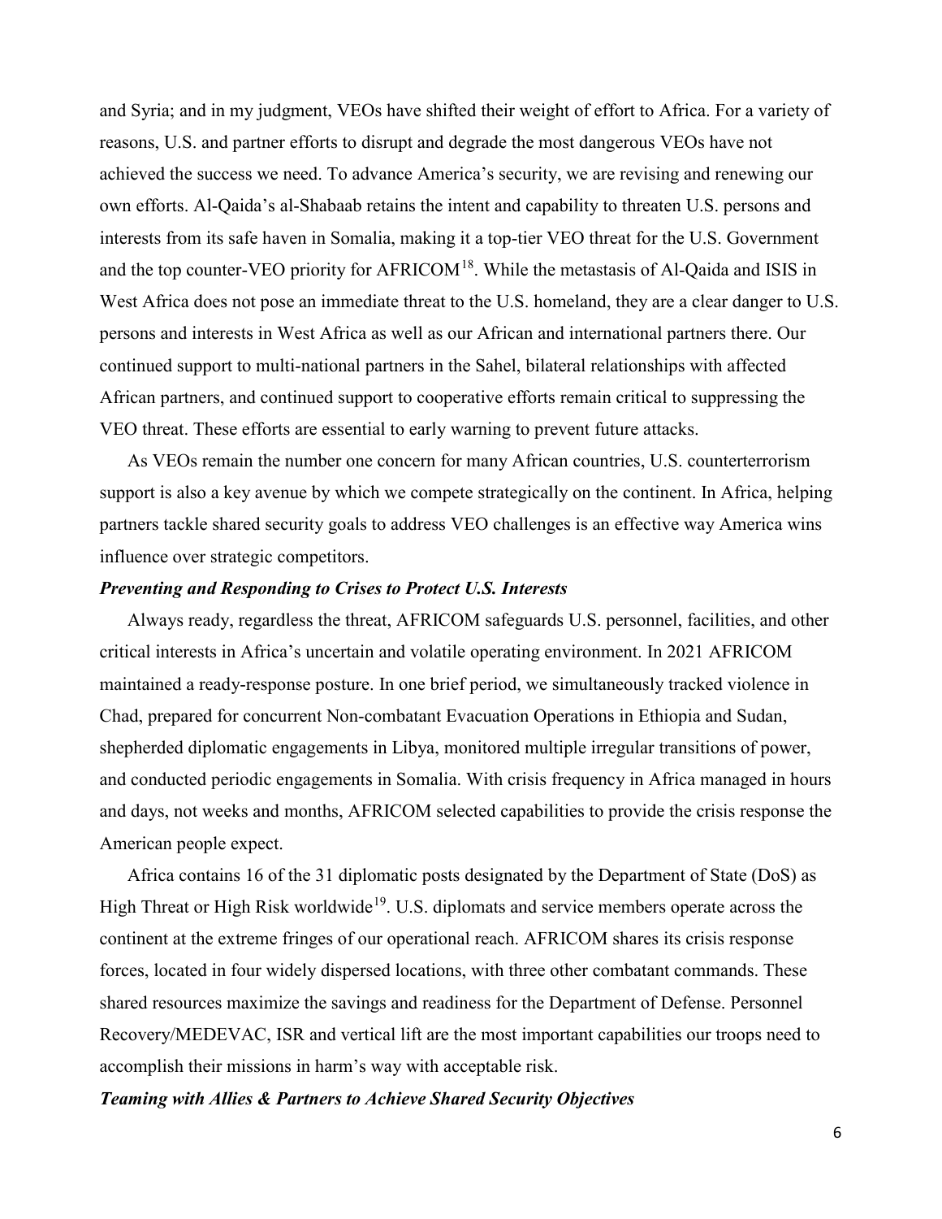and Syria; and in my judgment, VEOs have shifted their weight of effort to Africa. For a variety of reasons, U.S. and partner efforts to disrupt and degrade the most dangerous VEOs have not achieved the success we need. To advance America's security, we are revising and renewing our own efforts. Al-Qaida's al-Shabaab retains the intent and capability to threaten U.S. persons and interests from its safe haven in Somalia, making it a top-tier VEO threat for the U.S. Government and the top counter-VEO priority for AFRICOM[18]. While the metastasis of Al-Qaida and ISIS in West Africa does not pose an immediate threat to the U.S. homeland, they are a clear danger to U.S. persons and interests in West Africa as well as our African and international partners there. Our continued support to multi-national partners in the Sahel, bilateral relationships with affected African partners, and continued support to cooperative efforts remain critical to suppressing the VEO threat. These efforts are essential to early warning to prevent future attacks.

As VEOs remain the number one concern for many African countries, U.S. counterterrorism support is also a key avenue by which we compete strategically on the continent. In Africa, helping partners tackle shared security goals to address VEO challenges is an effective way America wins influence over strategic competitors.

***Preventing and Responding to Crises to Protect U.S. Interests***

Always ready, regardless the threat, AFRICOM safeguards U.S. personnel, facilities, and other critical interests in Africa's uncertain and volatile operating environment. In 2021 AFRICOM maintained a ready-response posture. In one brief period, we simultaneously tracked violence in Chad, prepared for concurrent Non-combatant Evacuation Operations in Ethiopia and Sudan, shepherded diplomatic engagements in Libya, monitored multiple irregular transitions of power, and conducted periodic engagements in Somalia. With crisis frequency in Africa managed in hours and days, not weeks and months, AFRICOM selected capabilities to provide the crisis response the American people expect.

Africa contains 16 of the 31 diplomatic posts designated by the Department of State (DoS) as High Threat or High Risk worldwide[19]. U.S. diplomats and service members operate across the continent at the extreme fringes of our operational reach. AFRICOM shares its crisis response forces, located in four widely dispersed locations, with three other combatant commands. These shared resources maximize the savings and readiness for the Department of Defense. Personnel Recovery/MEDEVAC, ISR and vertical lift are the most important capabilities our troops need to accomplish their missions in harm's way with acceptable risk.

***Teaming with Allies & Partners to Achieve Shared Security Objectives***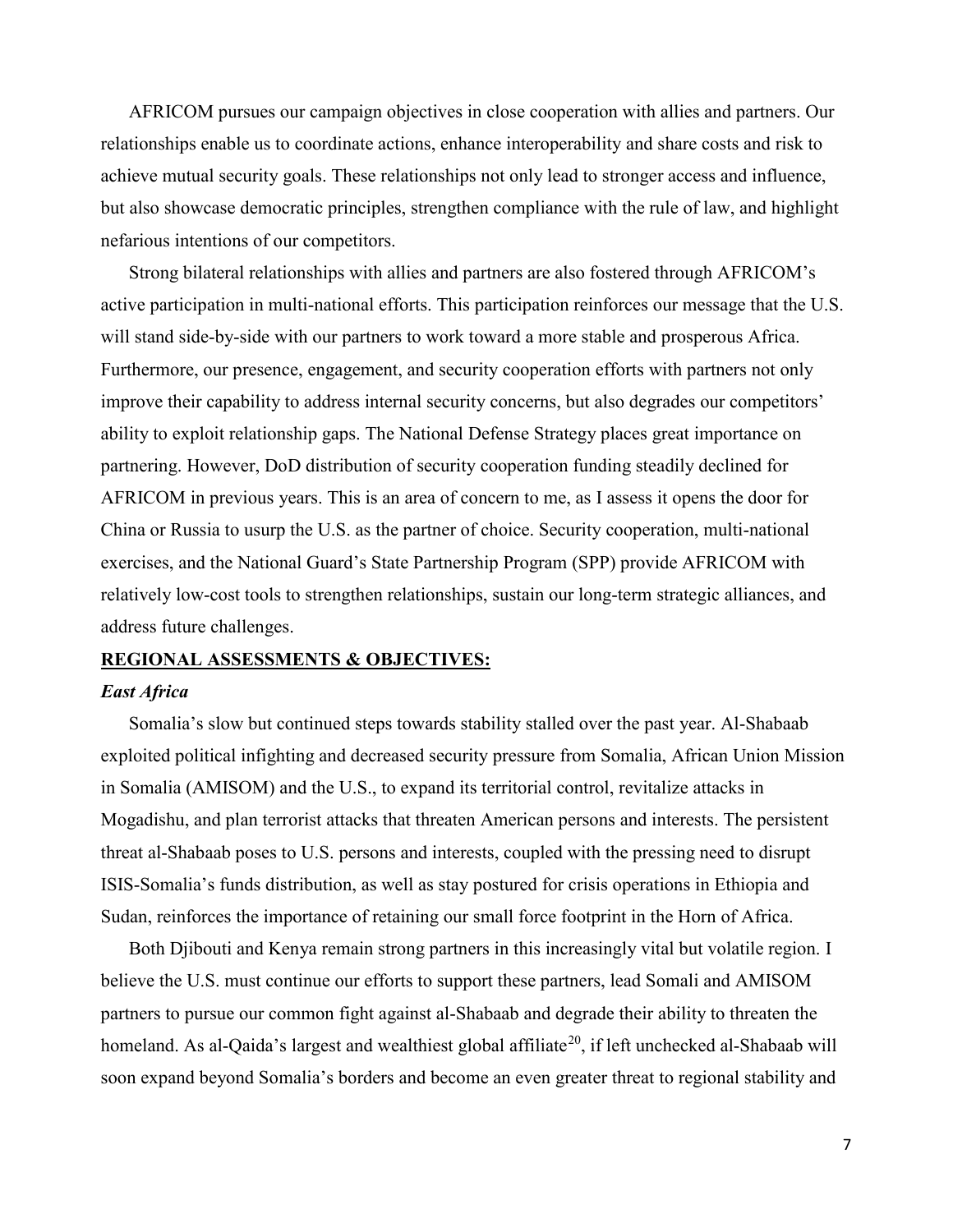AFRICOM pursues our campaign objectives in close cooperation with allies and partners. Our relationships enable us to coordinate actions, enhance interoperability and share costs and risk to achieve mutual security goals. These relationships not only lead to stronger access and influence, but also showcase democratic principles, strengthen compliance with the rule of law, and highlight nefarious intentions of our competitors.

Strong bilateral relationships with allies and partners are also fostered through AFRICOM's active participation in multi-national efforts. This participation reinforces our message that the U.S. will stand side-by-side with our partners to work toward a more stable and prosperous Africa. Furthermore, our presence, engagement, and security cooperation efforts with partners not only improve their capability to address internal security concerns, but also degrades our competitors' ability to exploit relationship gaps. The National Defense Strategy places great importance on partnering. However, DoD distribution of security cooperation funding steadily declined for AFRICOM in previous years. This is an area of concern to me, as I assess it opens the door for China or Russia to usurp the U.S. as the partner of choice. Security cooperation, multi-national exercises, and the National Guard's State Partnership Program (SPP) provide AFRICOM with relatively low-cost tools to strengthen relationships, sustain our long-term strategic alliances, and address future challenges.

## REGIONAL ASSESSMENTS & OBJECTIVES:

### *East Africa*

Somalia's slow but continued steps towards stability stalled over the past year. Al-Shabaab exploited political infighting and decreased security pressure from Somalia, African Union Mission in Somalia (AMISOM) and the U.S., to expand its territorial control, revitalize attacks in Mogadishu, and plan terrorist attacks that threaten American persons and interests. The persistent threat al-Shabaab poses to U.S. persons and interests, coupled with the pressing need to disrupt ISIS-Somalia's funds distribution, as well as stay postured for crisis operations in Ethiopia and Sudan, reinforces the importance of retaining our small force footprint in the Horn of Africa.

Both Djibouti and Kenya remain strong partners in this increasingly vital but volatile region. I believe the U.S. must continue our efforts to support these partners, lead Somali and AMISOM partners to pursue our common fight against al-Shabaab and degrade their ability to threaten the homeland. As al-Qaida's largest and wealthiest global affiliate[20], if left unchecked al-Shabaab will soon expand beyond Somalia's borders and become an even greater threat to regional stability and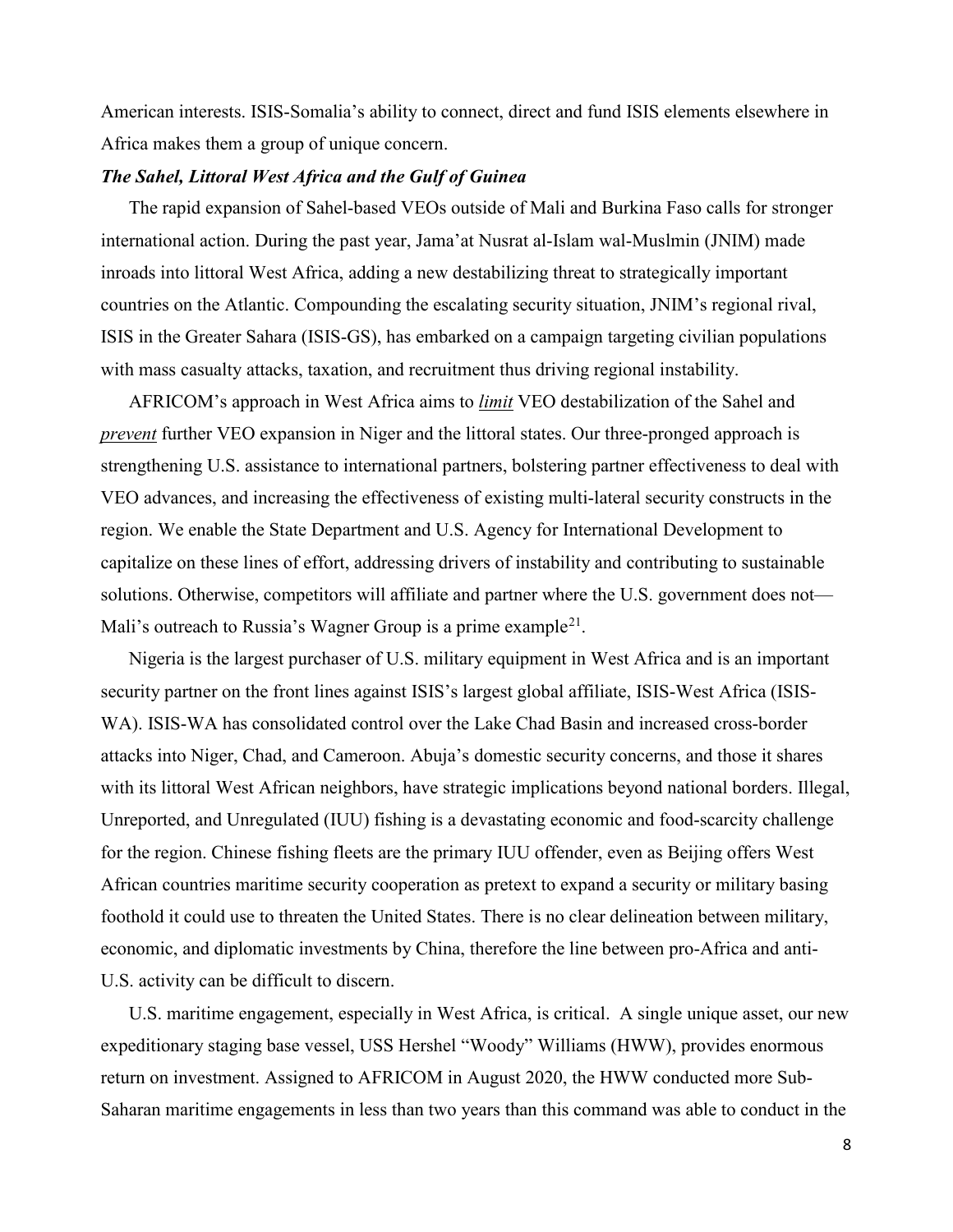American interests. ISIS-Somalia's ability to connect, direct and fund ISIS elements elsewhere in Africa makes them a group of unique concern.

### ***The Sahel, Littoral West Africa and the Gulf of Guinea***

The rapid expansion of Sahel-based VEOs outside of Mali and Burkina Faso calls for stronger international action. During the past year, Jama'at Nusrat al-Islam wal-Muslmin (JNIM) made inroads into littoral West Africa, adding a new destabilizing threat to strategically important countries on the Atlantic. Compounding the escalating security situation, JNIM's regional rival, ISIS in the Greater Sahara (ISIS-GS), has embarked on a campaign targeting civilian populations with mass casualty attacks, taxation, and recruitment thus driving regional instability.

AFRICOM's approach in West Africa aims to ***limit*** VEO destabilization of the Sahel and ***prevent*** further VEO expansion in Niger and the littoral states. Our three-pronged approach is strengthening U.S. assistance to international partners, bolstering partner effectiveness to deal with VEO advances, and increasing the effectiveness of existing multi-lateral security constructs in the region. We enable the State Department and U.S. Agency for International Development to capitalize on these lines of effort, addressing drivers of instability and contributing to sustainable solutions. Otherwise, competitors will affiliate and partner where the U.S. government does not—Mali's outreach to Russia's Wagner Group is a prime example[21].

Nigeria is the largest purchaser of U.S. military equipment in West Africa and is an important security partner on the front lines against ISIS's largest global affiliate, ISIS-West Africa (ISIS-WA). ISIS-WA has consolidated control over the Lake Chad Basin and increased cross-border attacks into Niger, Chad, and Cameroon. Abuja's domestic security concerns, and those it shares with its littoral West African neighbors, have strategic implications beyond national borders. Illegal, Unreported, and Unregulated (IUU) fishing is a devastating economic and food-scarcity challenge for the region. Chinese fishing fleets are the primary IUU offender, even as Beijing offers West African countries maritime security cooperation as pretext to expand a security or military basing foothold it could use to threaten the United States. There is no clear delineation between military, economic, and diplomatic investments by China, therefore the line between pro-Africa and anti-U.S. activity can be difficult to discern.

U.S. maritime engagement, especially in West Africa, is critical. A single unique asset, our new expeditionary staging base vessel, USS Hershel "Woody" Williams (HWW), provides enormous return on investment. Assigned to AFRICOM in August 2020, the HWW conducted more Sub-Saharan maritime engagements in less than two years than this command was able to conduct in the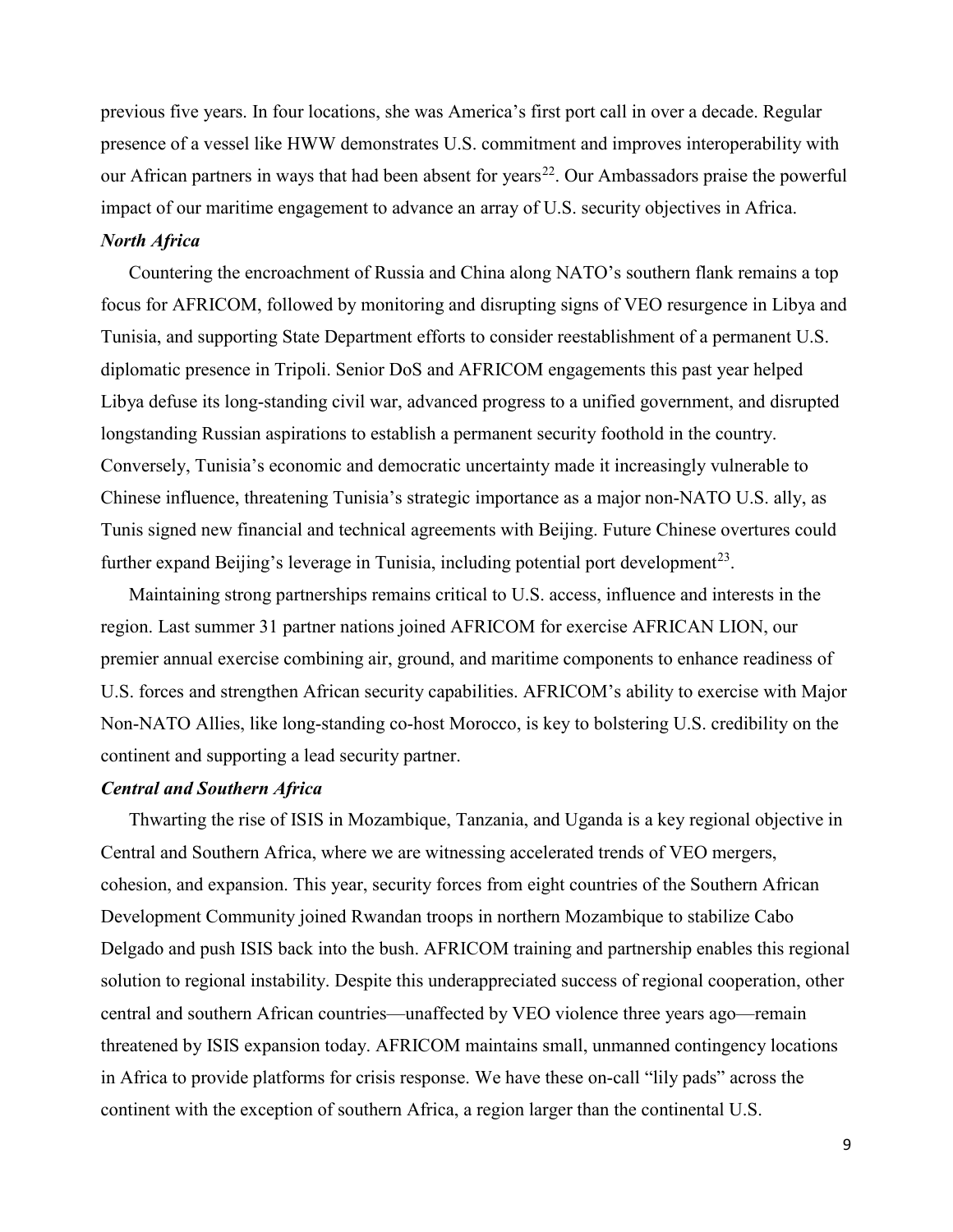previous five years. In four locations, she was America's first port call in over a decade. Regular presence of a vessel like HWW demonstrates U.S. commitment and improves interoperability with our African partners in ways that had been absent for years[22]. Our Ambassadors praise the powerful impact of our maritime engagement to advance an array of U.S. security objectives in Africa.

### *North Africa*

Countering the encroachment of Russia and China along NATO's southern flank remains a top focus for AFRICOM, followed by monitoring and disrupting signs of VEO resurgence in Libya and Tunisia, and supporting State Department efforts to consider reestablishment of a permanent U.S. diplomatic presence in Tripoli. Senior DoS and AFRICOM engagements this past year helped Libya defuse its long-standing civil war, advanced progress to a unified government, and disrupted longstanding Russian aspirations to establish a permanent security foothold in the country. Conversely, Tunisia's economic and democratic uncertainty made it increasingly vulnerable to Chinese influence, threatening Tunisia's strategic importance as a major non-NATO U.S. ally, as Tunis signed new financial and technical agreements with Beijing. Future Chinese overtures could further expand Beijing's leverage in Tunisia, including potential port development[23].

Maintaining strong partnerships remains critical to U.S. access, influence and interests in the region. Last summer 31 partner nations joined AFRICOM for exercise AFRICAN LION, our premier annual exercise combining air, ground, and maritime components to enhance readiness of U.S. forces and strengthen African security capabilities. AFRICOM's ability to exercise with Major Non-NATO Allies, like long-standing co-host Morocco, is key to bolstering U.S. credibility on the continent and supporting a lead security partner.

### *Central and Southern Africa*

Thwarting the rise of ISIS in Mozambique, Tanzania, and Uganda is a key regional objective in Central and Southern Africa, where we are witnessing accelerated trends of VEO mergers, cohesion, and expansion. This year, security forces from eight countries of the Southern African Development Community joined Rwandan troops in northern Mozambique to stabilize Cabo Delgado and push ISIS back into the bush. AFRICOM training and partnership enables this regional solution to regional instability. Despite this underappreciated success of regional cooperation, other central and southern African countries—unaffected by VEO violence three years ago—remain threatened by ISIS expansion today. AFRICOM maintains small, unmanned contingency locations in Africa to provide platforms for crisis response. We have these on-call "lily pads" across the continent with the exception of southern Africa, a region larger than the continental U.S.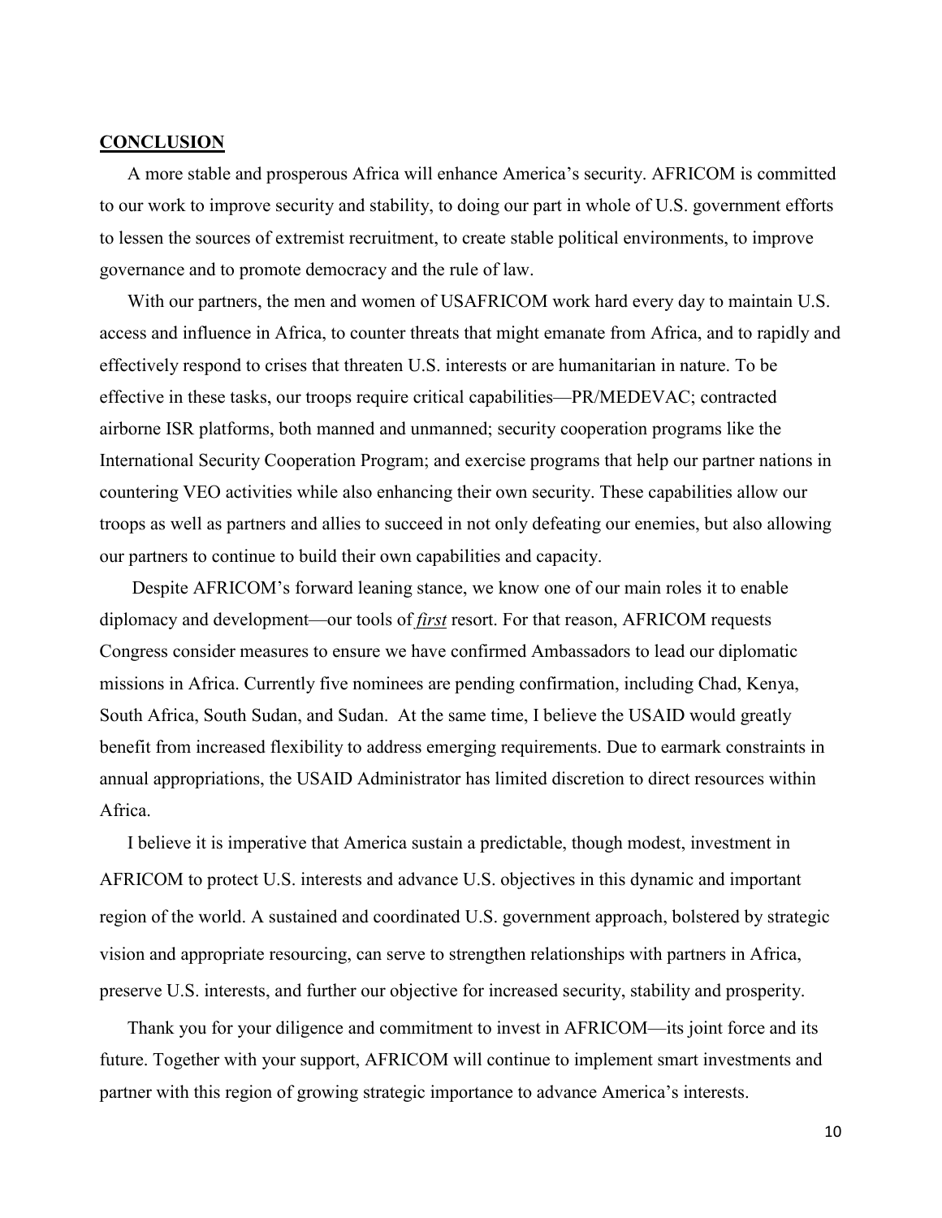## **CONCLUSION**

A more stable and prosperous Africa will enhance America's security. AFRICOM is committed to our work to improve security and stability, to doing our part in whole of U.S. government efforts to lessen the sources of extremist recruitment, to create stable political environments, to improve governance and to promote democracy and the rule of law.

With our partners, the men and women of USAFRICOM work hard every day to maintain U.S. access and influence in Africa, to counter threats that might emanate from Africa, and to rapidly and effectively respond to crises that threaten U.S. interests or are humanitarian in nature. To be effective in these tasks, our troops require critical capabilities—PR/MEDEVAC; contracted airborne ISR platforms, both manned and unmanned; security cooperation programs like the International Security Cooperation Program; and exercise programs that help our partner nations in countering VEO activities while also enhancing their own security. These capabilities allow our troops as well as partners and allies to succeed in not only defeating our enemies, but also allowing our partners to continue to build their own capabilities and capacity.

Despite AFRICOM's forward leaning stance, we know one of our main roles it to enable diplomacy and development—our tools of ***first*** resort. For that reason, AFRICOM requests Congress consider measures to ensure we have confirmed Ambassadors to lead our diplomatic missions in Africa. Currently five nominees are pending confirmation, including Chad, Kenya, South Africa, South Sudan, and Sudan. At the same time, I believe the USAID would greatly benefit from increased flexibility to address emerging requirements. Due to earmark constraints in annual appropriations, the USAID Administrator has limited discretion to direct resources within Africa.

I believe it is imperative that America sustain a predictable, though modest, investment in AFRICOM to protect U.S. interests and advance U.S. objectives in this dynamic and important region of the world. A sustained and coordinated U.S. government approach, bolstered by strategic vision and appropriate resourcing, can serve to strengthen relationships with partners in Africa, preserve U.S. interests, and further our objective for increased security, stability and prosperity.

Thank you for your diligence and commitment to invest in AFRICOM—its joint force and its future. Together with your support, AFRICOM will continue to implement smart investments and partner with this region of growing strategic importance to advance America's interests.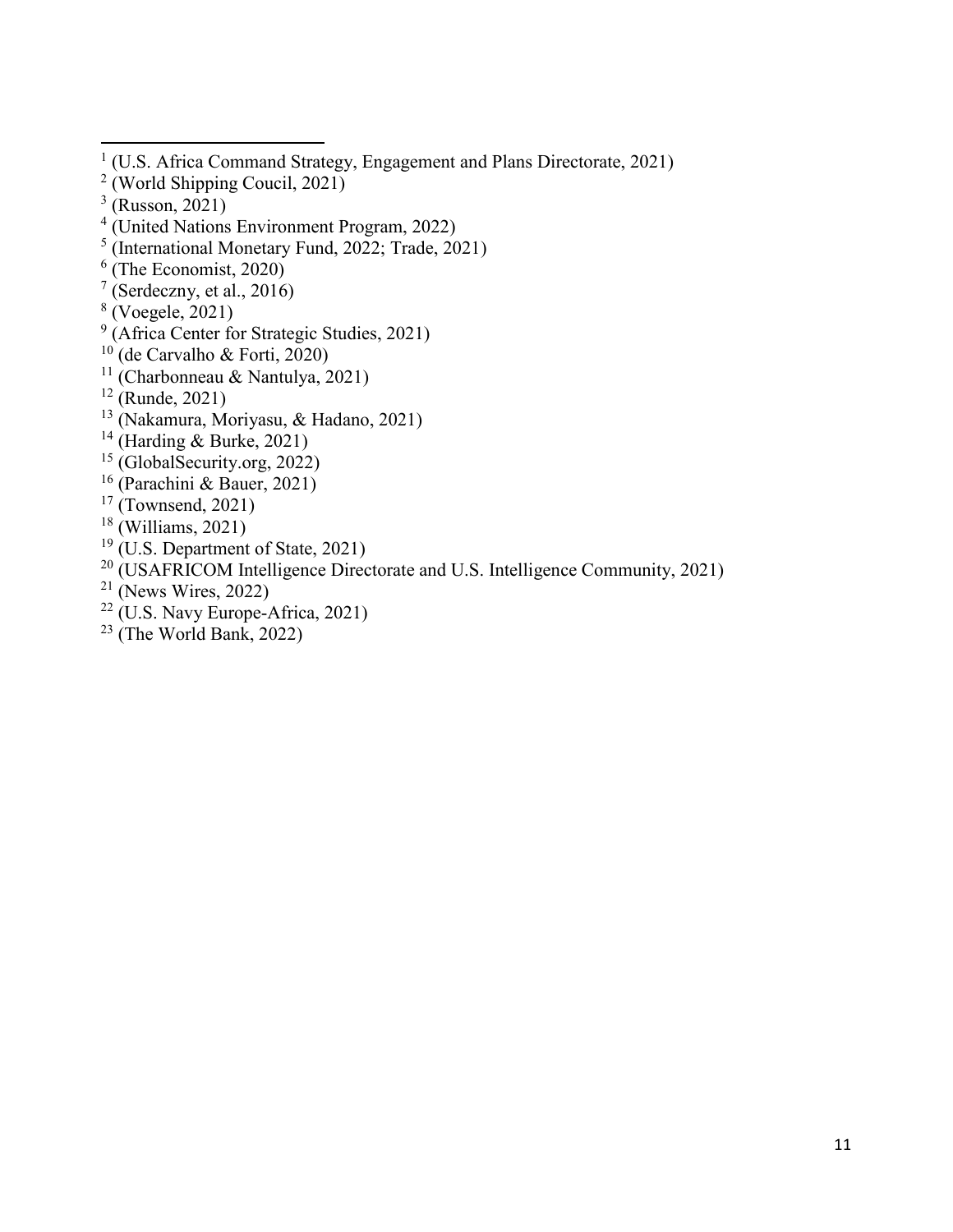[1] (U.S. Africa Command Strategy, Engagement and Plans Directorate, 2021)
[2] (World Shipping Coucil, 2021)
[3] (Russon, 2021)
[4] (United Nations Environment Program, 2022)
[5] (International Monetary Fund, 2022; Trade, 2021)
[6] (The Economist, 2020)
[7] (Serdeczny, et al., 2016)
[8] (Voegele, 2021)
[9] (Africa Center for Strategic Studies, 2021)
[10] (de Carvalho & Forti, 2020)
[11] (Charbonneau & Nantulya, 2021)
[12] (Runde, 2021)
[13] (Nakamura, Moriyasu, & Hadano, 2021)
[14] (Harding & Burke, 2021)
[15] (GlobalSecurity.org, 2022)
[16] (Parachini & Bauer, 2021)
[17] (Townsend, 2021)
[18] (Williams, 2021)
[19] (U.S. Department of State, 2021)
[20] (USAFRICOM Intelligence Directorate and U.S. Intelligence Community, 2021)
[21] (News Wires, 2022)
[22] (U.S. Navy Europe-Africa, 2021)
[23] (The World Bank, 2022)